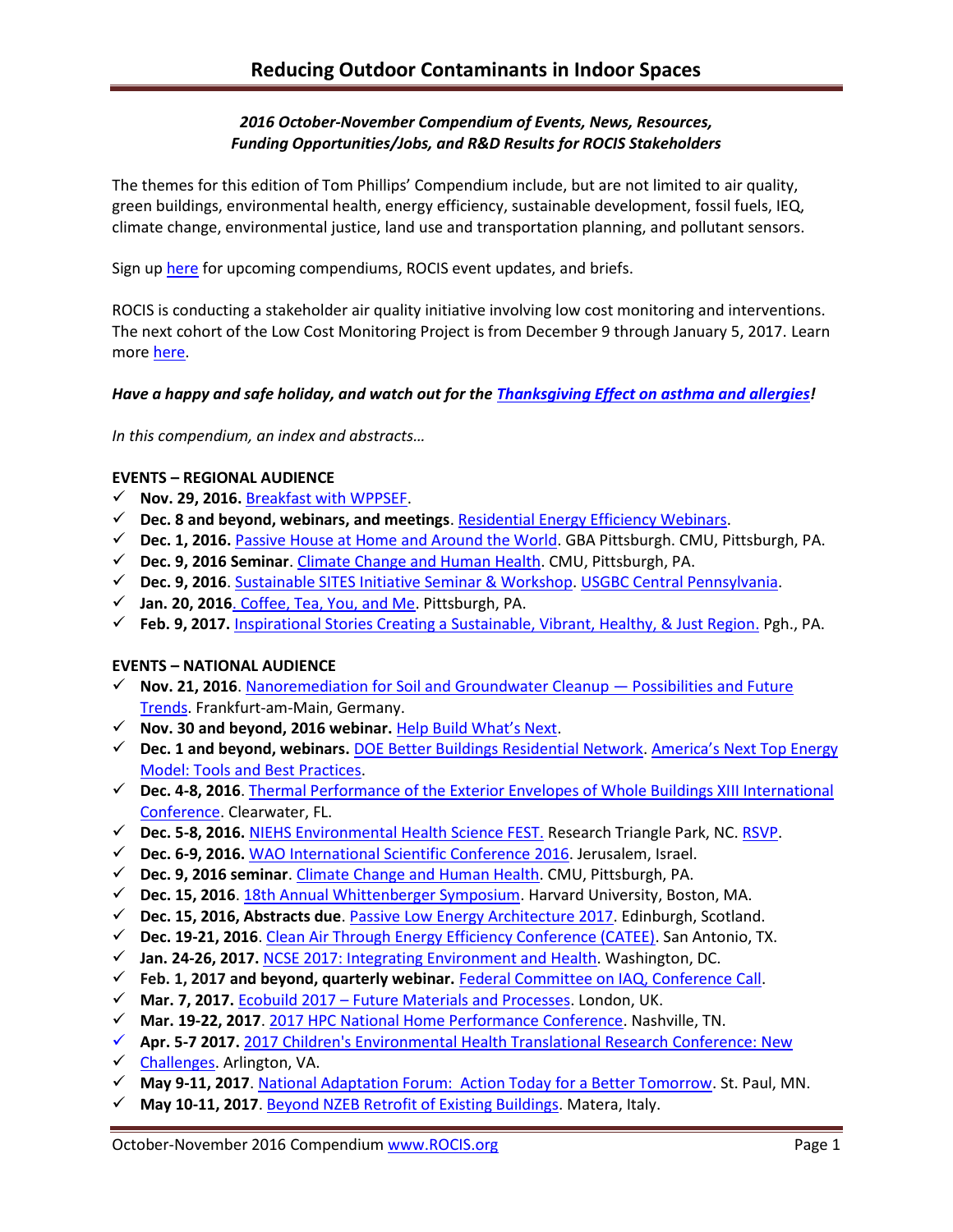# Reducing Outdoor Contaminants in Indoor Spaces

***2016 October-November Compendium of Events, News, Resources, Funding Opportunities/Jobs, and R&D Results for ROCIS Stakeholders***

The themes for this edition of Tom Phillips' Compendium include, but are not limited to air quality, green buildings, environmental health, energy efficiency, sustainable development, fossil fuels, IEQ, climate change, environmental justice, land use and transportation planning, and pollutant sensors.

Sign up here for upcoming compendiums, ROCIS event updates, and briefs.

ROCIS is conducting a stakeholder air quality initiative involving low cost monitoring and interventions. The next cohort of the Low Cost Monitoring Project is from December 9 through January 5, 2017. Learn more here.

***Have a happy and safe holiday, and watch out for the Thanksgiving Effect on asthma and allergies!***

*In this compendium, an index and abstracts…*

**EVENTS – REGIONAL AUDIENCE**

- ✓ **Nov. 29, 2016.** Breakfast with WPPSEF.
- ✓ **Dec. 8 and beyond, webinars, and meetings**. Residential Energy Efficiency Webinars.
- ✓ **Dec. 1, 2016.** Passive House at Home and Around the World. GBA Pittsburgh. CMU, Pittsburgh, PA.
- ✓ **Dec. 9, 2016 Seminar**. Climate Change and Human Health. CMU, Pittsburgh, PA.
- ✓ **Dec. 9, 2016**. Sustainable SITES Initiative Seminar & Workshop. USGBC Central Pennsylvania.
- ✓ **Jan. 20, 2016**. Coffee, Tea, You, and Me. Pittsburgh, PA.
- ✓ **Feb. 9, 2017.** Inspirational Stories Creating a Sustainable, Vibrant, Healthy, & Just Region. Pgh., PA.

**EVENTS – NATIONAL AUDIENCE**

- ✓ **Nov. 21, 2016**. Nanoremediation for Soil and Groundwater Cleanup — Possibilities and Future Trends. Frankfurt-am-Main, Germany.
- ✓ **Nov. 30 and beyond, 2016 webinar.** Help Build What's Next.
- ✓ **Dec. 1 and beyond, webinars.** DOE Better Buildings Residential Network. America's Next Top Energy Model: Tools and Best Practices.
- ✓ **Dec. 4-8, 2016**. Thermal Performance of the Exterior Envelopes of Whole Buildings XIII International Conference. Clearwater, FL.
- ✓ **Dec. 5-8, 2016.** NIEHS Environmental Health Science FEST. Research Triangle Park, NC. RSVP.
- ✓ **Dec. 6-9, 2016.** WAO International Scientific Conference 2016. Jerusalem, Israel.
- ✓ **Dec. 9, 2016 seminar**. Climate Change and Human Health. CMU, Pittsburgh, PA.
- ✓ **Dec. 15, 2016**. 18th Annual Whittenberger Symposium. Harvard University, Boston, MA.
- ✓ **Dec. 15, 2016, Abstracts due**. Passive Low Energy Architecture 2017. Edinburgh, Scotland.
- ✓ **Dec. 19-21, 2016**. Clean Air Through Energy Efficiency Conference (CATEE). San Antonio, TX.
- ✓ **Jan. 24-26, 2017.** NCSE 2017: Integrating Environment and Health. Washington, DC.
- ✓ **Feb. 1, 2017 and beyond, quarterly webinar.** Federal Committee on IAQ, Conference Call.
- ✓ **Mar. 7, 2017.** Ecobuild 2017 – Future Materials and Processes. London, UK.
- ✓ **Mar. 19-22, 2017**. 2017 HPC National Home Performance Conference. Nashville, TN.
- ✓ **Apr. 5-7 2017.** 2017 Children's Environmental Health Translational Research Conference: New Challenges. Arlington, VA.
- ✓ **May 9-11, 2017**. National Adaptation Forum: Action Today for a Better Tomorrow. St. Paul, MN.
- ✓ **May 10-11, 2017**. Beyond NZEB Retrofit of Existing Buildings. Matera, Italy.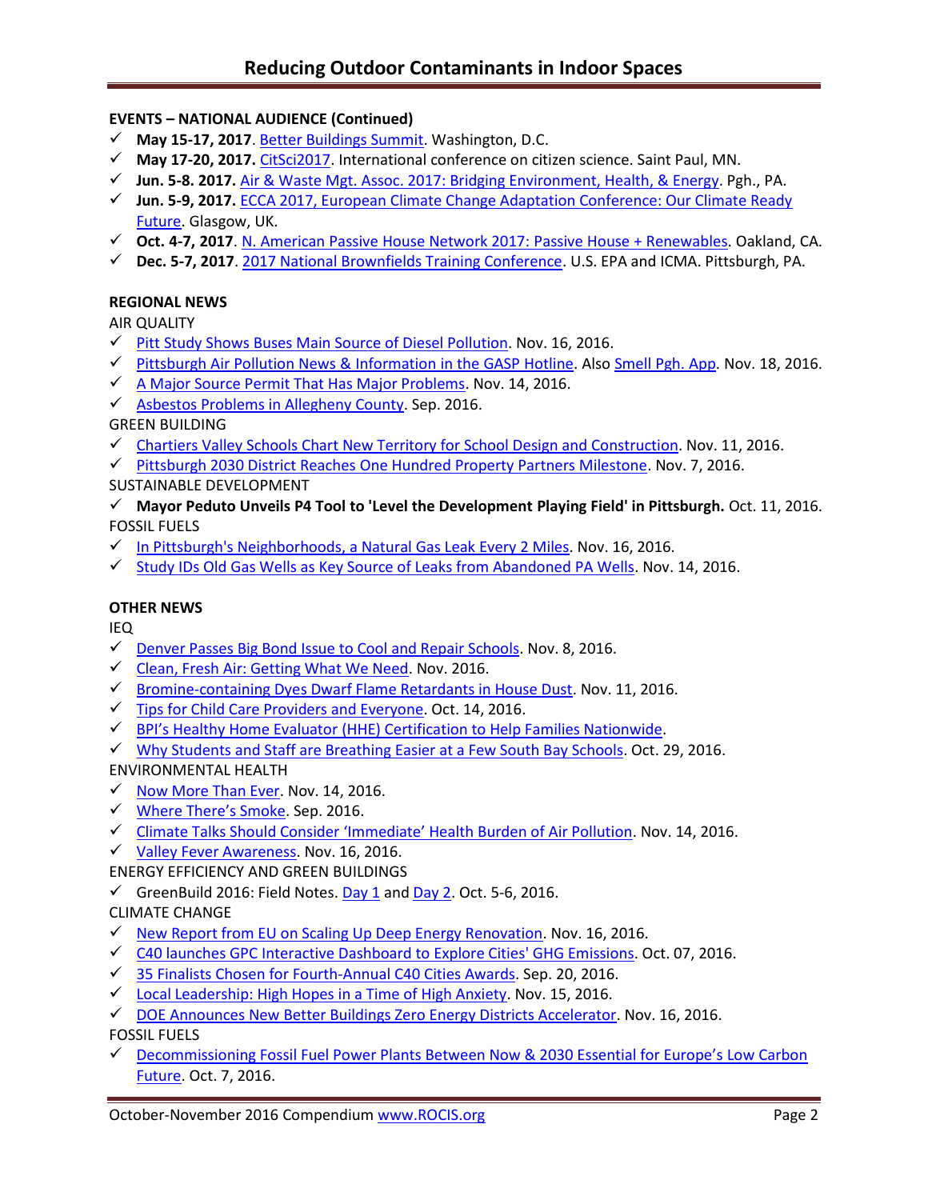**EVENTS – NATIONAL AUDIENCE (Continued)**

- ✓ **May 15-17, 2017**. Better Buildings Summit. Washington, D.C.
- ✓ **May 17-20, 2017.** CitSci2017. International conference on citizen science. Saint Paul, MN.
- ✓ **Jun. 5-8. 2017.** Air & Waste Mgt. Assoc. 2017: Bridging Environment, Health, & Energy. Pgh., PA.
- ✓ **Jun. 5-9, 2017.** ECCA 2017, European Climate Change Adaptation Conference: Our Climate Ready Future. Glasgow, UK.
- ✓ **Oct. 4-7, 2017**. N. American Passive House Network 2017: Passive House + Renewables. Oakland, CA.
- ✓ **Dec. 5-7, 2017**. 2017 National Brownfields Training Conference. U.S. EPA and ICMA. Pittsburgh, PA.

**REGIONAL NEWS**

AIR QUALITY

- ✓ Pitt Study Shows Buses Main Source of Diesel Pollution. Nov. 16, 2016.
- ✓ Pittsburgh Air Pollution News & Information in the GASP Hotline. Also Smell Pgh. App. Nov. 18, 2016.
- ✓ A Major Source Permit That Has Major Problems. Nov. 14, 2016.
- ✓ Asbestos Problems in Allegheny County. Sep. 2016.

GREEN BUILDING

- ✓ Chartiers Valley Schools Chart New Territory for School Design and Construction. Nov. 11, 2016.
- ✓ Pittsburgh 2030 District Reaches One Hundred Property Partners Milestone. Nov. 7, 2016.

SUSTAINABLE DEVELOPMENT

- ✓ **Mayor Peduto Unveils P4 Tool to 'Level the Development Playing Field' in Pittsburgh.** Oct. 11, 2016.

FOSSIL FUELS

- ✓ In Pittsburgh's Neighborhoods, a Natural Gas Leak Every 2 Miles. Nov. 16, 2016.
- ✓ Study IDs Old Gas Wells as Key Source of Leaks from Abandoned PA Wells. Nov. 14, 2016.

**OTHER NEWS**

IEQ

- ✓ Denver Passes Big Bond Issue to Cool and Repair Schools. Nov. 8, 2016.
- ✓ Clean, Fresh Air: Getting What We Need. Nov. 2016.
- ✓ Bromine-containing Dyes Dwarf Flame Retardants in House Dust. Nov. 11, 2016.
- ✓ Tips for Child Care Providers and Everyone. Oct. 14, 2016.
- ✓ BPI's Healthy Home Evaluator (HHE) Certification to Help Families Nationwide.
- ✓ Why Students and Staff are Breathing Easier at a Few South Bay Schools. Oct. 29, 2016.

ENVIRONMENTAL HEALTH

- ✓ Now More Than Ever. Nov. 14, 2016.
- ✓ Where There's Smoke. Sep. 2016.
- ✓ Climate Talks Should Consider 'Immediate' Health Burden of Air Pollution. Nov. 14, 2016.
- ✓ Valley Fever Awareness. Nov. 16, 2016.

ENERGY EFFICIENCY AND GREEN BUILDINGS

- ✓ GreenBuild 2016: Field Notes. Day 1 and Day 2. Oct. 5-6, 2016.

CLIMATE CHANGE

- ✓ New Report from EU on Scaling Up Deep Energy Renovation. Nov. 16, 2016.
- ✓ C40 launches GPC Interactive Dashboard to Explore Cities' GHG Emissions. Oct. 07, 2016.
- ✓ 35 Finalists Chosen for Fourth-Annual C40 Cities Awards. Sep. 20, 2016.
- ✓ Local Leadership: High Hopes in a Time of High Anxiety. Nov. 15, 2016.
- ✓ DOE Announces New Better Buildings Zero Energy Districts Accelerator. Nov. 16, 2016.

FOSSIL FUELS

- ✓ Decommissioning Fossil Fuel Power Plants Between Now & 2030 Essential for Europe's Low Carbon Future. Oct. 7, 2016.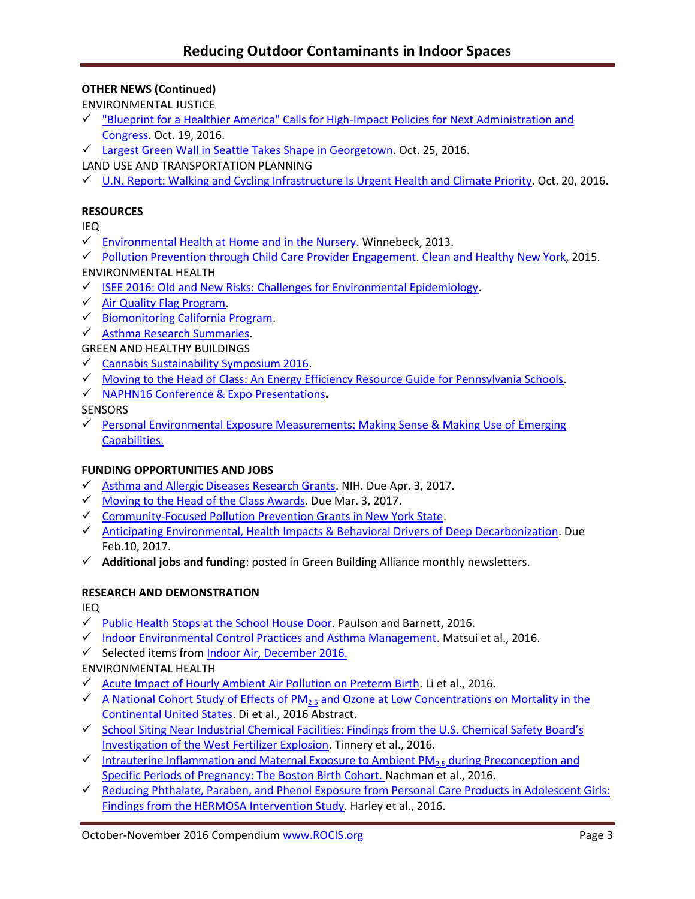**OTHER NEWS (Continued)**

ENVIRONMENTAL JUSTICE

- ✓ "Blueprint for a Healthier America" Calls for High-Impact Policies for Next Administration and Congress. Oct. 19, 2016.
- ✓ Largest Green Wall in Seattle Takes Shape in Georgetown. Oct. 25, 2016.

LAND USE AND TRANSPORTATION PLANNING

- ✓ U.N. Report: Walking and Cycling Infrastructure Is Urgent Health and Climate Priority. Oct. 20, 2016.

**RESOURCES**

IEQ

- ✓ Environmental Health at Home and in the Nursery. Winnebeck, 2013.
- ✓ Pollution Prevention through Child Care Provider Engagement. Clean and Healthy New York, 2015.

ENVIRONMENTAL HEALTH

- ✓ ISEE 2016: Old and New Risks: Challenges for Environmental Epidemiology.
- ✓ Air Quality Flag Program.
- ✓ Biomonitoring California Program.
- ✓ Asthma Research Summaries.

GREEN AND HEALTHY BUILDINGS

- ✓ Cannabis Sustainability Symposium 2016.
- ✓ Moving to the Head of Class: An Energy Efficiency Resource Guide for Pennsylvania Schools.
- ✓ NAPHN16 Conference & Expo Presentations**.**

SENSORS

- ✓ Personal Environmental Exposure Measurements: Making Sense & Making Use of Emerging Capabilities.

**FUNDING OPPORTUNITIES AND JOBS**

- ✓ Asthma and Allergic Diseases Research Grants. NIH. Due Apr. 3, 2017.
- ✓ Moving to the Head of the Class Awards. Due Mar. 3, 2017.
- ✓ Community-Focused Pollution Prevention Grants in New York State.
- ✓ Anticipating Environmental, Health Impacts & Behavioral Drivers of Deep Decarbonization. Due Feb.10, 2017.
- ✓ **Additional jobs and funding**: posted in Green Building Alliance monthly newsletters.

**RESEARCH AND DEMONSTRATION**

IEQ

- ✓ Public Health Stops at the School House Door. Paulson and Barnett, 2016.
- ✓ Indoor Environmental Control Practices and Asthma Management. Matsui et al., 2016.
- ✓ Selected items from Indoor Air, December 2016.

ENVIRONMENTAL HEALTH

- ✓ Acute Impact of Hourly Ambient Air Pollution on Preterm Birth. Li et al., 2016.
- ✓ A National Cohort Study of Effects of $PM_{2.5}$ and Ozone at Low Concentrations on Mortality in the Continental United States. Di et al., 2016 Abstract.
- ✓ School Siting Near Industrial Chemical Facilities: Findings from the U.S. Chemical Safety Board's Investigation of the West Fertilizer Explosion. Tinnery et al., 2016.
- ✓ Intrauterine Inflammation and Maternal Exposure to Ambient $PM_{2.5}$ during Preconception and Specific Periods of Pregnancy: The Boston Birth Cohort. Nachman et al., 2016.
- ✓ Reducing Phthalate, Paraben, and Phenol Exposure from Personal Care Products in Adolescent Girls: Findings from the HERMOSA Intervention Study. Harley et al., 2016.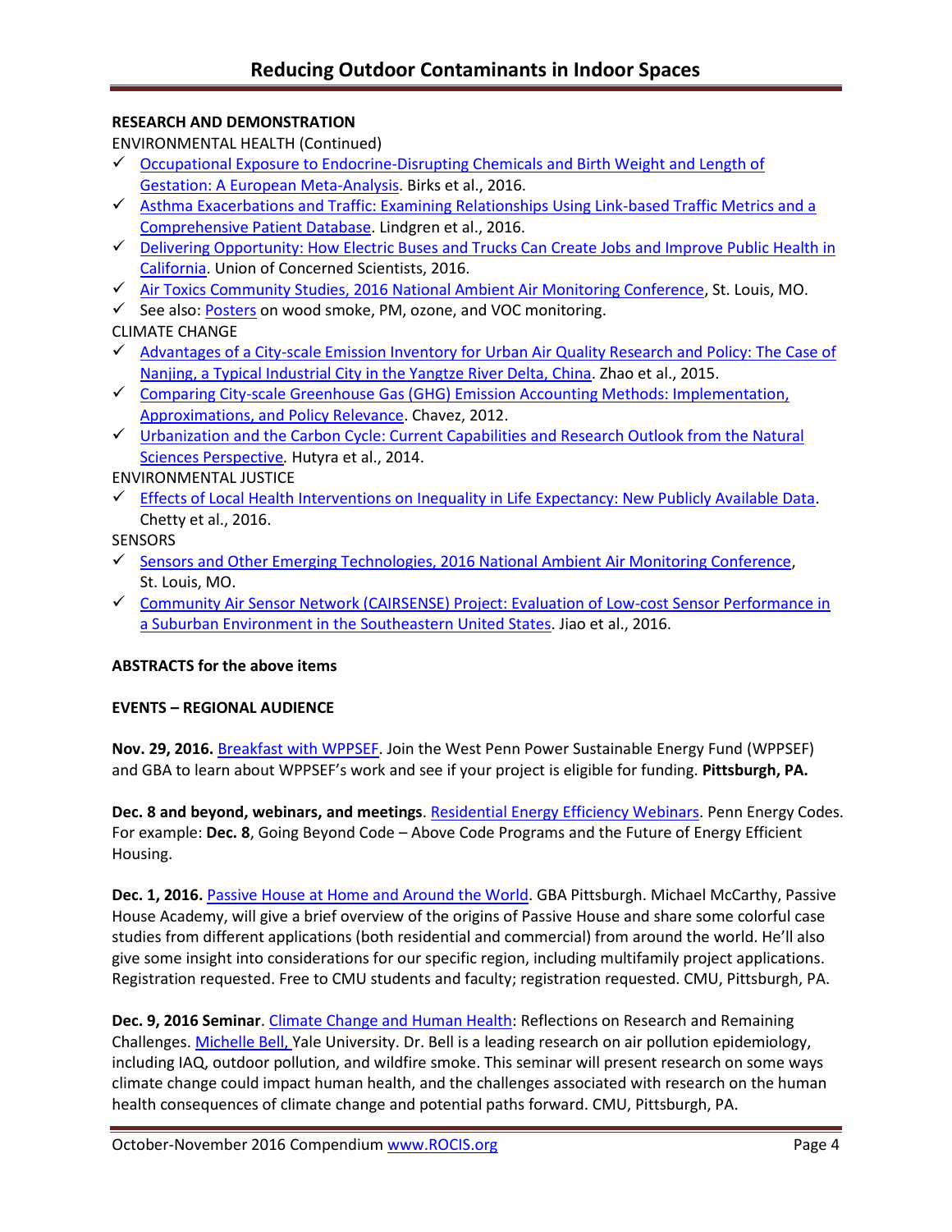**RESEARCH AND DEMONSTRATION**

ENVIRONMENTAL HEALTH (Continued)

- ✓ Occupational Exposure to Endocrine-Disrupting Chemicals and Birth Weight and Length of Gestation: A European Meta-Analysis. Birks et al., 2016.
- ✓ Asthma Exacerbations and Traffic: Examining Relationships Using Link-based Traffic Metrics and a Comprehensive Patient Database. Lindgren et al., 2016.
- ✓ Delivering Opportunity: How Electric Buses and Trucks Can Create Jobs and Improve Public Health in California. Union of Concerned Scientists, 2016.
- ✓ Air Toxics Community Studies, 2016 National Ambient Air Monitoring Conference, St. Louis, MO.
- ✓ See also: Posters on wood smoke, PM, ozone, and VOC monitoring.

CLIMATE CHANGE

- ✓ Advantages of a City-scale Emission Inventory for Urban Air Quality Research and Policy: The Case of Nanjing, a Typical Industrial City in the Yangtze River Delta, China. Zhao et al., 2015.
- ✓ Comparing City-scale Greenhouse Gas (GHG) Emission Accounting Methods: Implementation, Approximations, and Policy Relevance. Chavez, 2012.
- ✓ Urbanization and the Carbon Cycle: Current Capabilities and Research Outlook from the Natural Sciences Perspective. Hutyra et al., 2014.

ENVIRONMENTAL JUSTICE

- ✓ Effects of Local Health Interventions on Inequality in Life Expectancy: New Publicly Available Data. Chetty et al., 2016.

SENSORS

- ✓ Sensors and Other Emerging Technologies, 2016 National Ambient Air Monitoring Conference, St. Louis, MO.
- ✓ Community Air Sensor Network (CAIRSENSE) Project: Evaluation of Low-cost Sensor Performance in a Suburban Environment in the Southeastern United States. Jiao et al., 2016.

**ABSTRACTS for the above items**

**EVENTS – REGIONAL AUDIENCE**

**Nov. 29, 2016.** Breakfast with WPPSEF. Join the West Penn Power Sustainable Energy Fund (WPPSEF) and GBA to learn about WPPSEF's work and see if your project is eligible for funding. **Pittsburgh, PA.**

**Dec. 8 and beyond, webinars, and meetings**. Residential Energy Efficiency Webinars. Penn Energy Codes. For example: **Dec. 8**, Going Beyond Code – Above Code Programs and the Future of Energy Efficient Housing.

**Dec. 1, 2016.** Passive House at Home and Around the World. GBA Pittsburgh. Michael McCarthy, Passive House Academy, will give a brief overview of the origins of Passive House and share some colorful case studies from different applications (both residential and commercial) from around the world. He'll also give some insight into considerations for our specific region, including multifamily project applications. Registration requested. Free to CMU students and faculty; registration requested. CMU, Pittsburgh, PA.

**Dec. 9, 2016 Seminar**. Climate Change and Human Health: Reflections on Research and Remaining Challenges. Michelle Bell, Yale University. Dr. Bell is a leading research on air pollution epidemiology, including IAQ, outdoor pollution, and wildfire smoke. This seminar will present research on some ways climate change could impact human health, and the challenges associated with research on the human health consequences of climate change and potential paths forward. CMU, Pittsburgh, PA.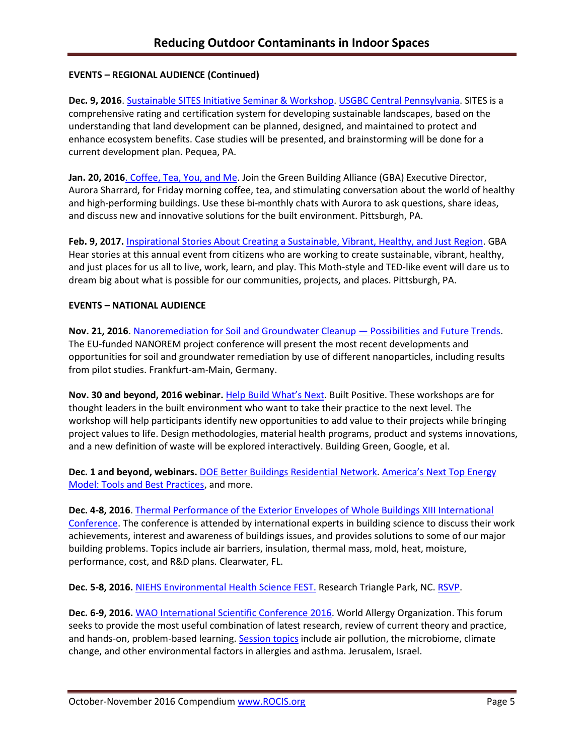**EVENTS – REGIONAL AUDIENCE (Continued)**

**Dec. 9, 2016**. Sustainable SITES Initiative Seminar & Workshop. USGBC Central Pennsylvania. SITES is a comprehensive rating and certification system for developing sustainable landscapes, based on the understanding that land development can be planned, designed, and maintained to protect and enhance ecosystem benefits. Case studies will be presented, and brainstorming will be done for a current development plan. Pequea, PA.

**Jan. 20, 2016**. Coffee, Tea, You, and Me. Join the Green Building Alliance (GBA) Executive Director, Aurora Sharrard, for Friday morning coffee, tea, and stimulating conversation about the world of healthy and high-performing buildings. Use these bi-monthly chats with Aurora to ask questions, share ideas, and discuss new and innovative solutions for the built environment. Pittsburgh, PA.

**Feb. 9, 2017.** Inspirational Stories About Creating a Sustainable, Vibrant, Healthy, and Just Region. GBA Hear stories at this annual event from citizens who are working to create sustainable, vibrant, healthy, and just places for us all to live, work, learn, and play. This Moth-style and TED-like event will dare us to dream big about what is possible for our communities, projects, and places. Pittsburgh, PA.

**EVENTS – NATIONAL AUDIENCE**

**Nov. 21, 2016**. Nanoremediation for Soil and Groundwater Cleanup — Possibilities and Future Trends. The EU-funded NANOREM project conference will present the most recent developments and opportunities for soil and groundwater remediation by use of different nanoparticles, including results from pilot studies. Frankfurt-am-Main, Germany.

**Nov. 30 and beyond, 2016 webinar.** Help Build What's Next. Built Positive. These workshops are for thought leaders in the built environment who want to take their practice to the next level. The workshop will help participants identify new opportunities to add value to their projects while bringing project values to life. Design methodologies, material health programs, product and systems innovations, and a new definition of waste will be explored interactively. Building Green, Google, et al.

**Dec. 1 and beyond, webinars.** DOE Better Buildings Residential Network. America's Next Top Energy Model: Tools and Best Practices, and more.

**Dec. 4-8, 2016**. Thermal Performance of the Exterior Envelopes of Whole Buildings XIII International Conference. The conference is attended by international experts in building science to discuss their work achievements, interest and awareness of buildings issues, and provides solutions to some of our major building problems. Topics include air barriers, insulation, thermal mass, mold, heat, moisture, performance, cost, and R&D plans. Clearwater, FL.

**Dec. 5-8, 2016.** NIEHS Environmental Health Science FEST. Research Triangle Park, NC. RSVP.

**Dec. 6-9, 2016.** WAO International Scientific Conference 2016. World Allergy Organization. This forum seeks to provide the most useful combination of latest research, review of current theory and practice, and hands-on, problem-based learning. Session topics include air pollution, the microbiome, climate change, and other environmental factors in allergies and asthma. Jerusalem, Israel.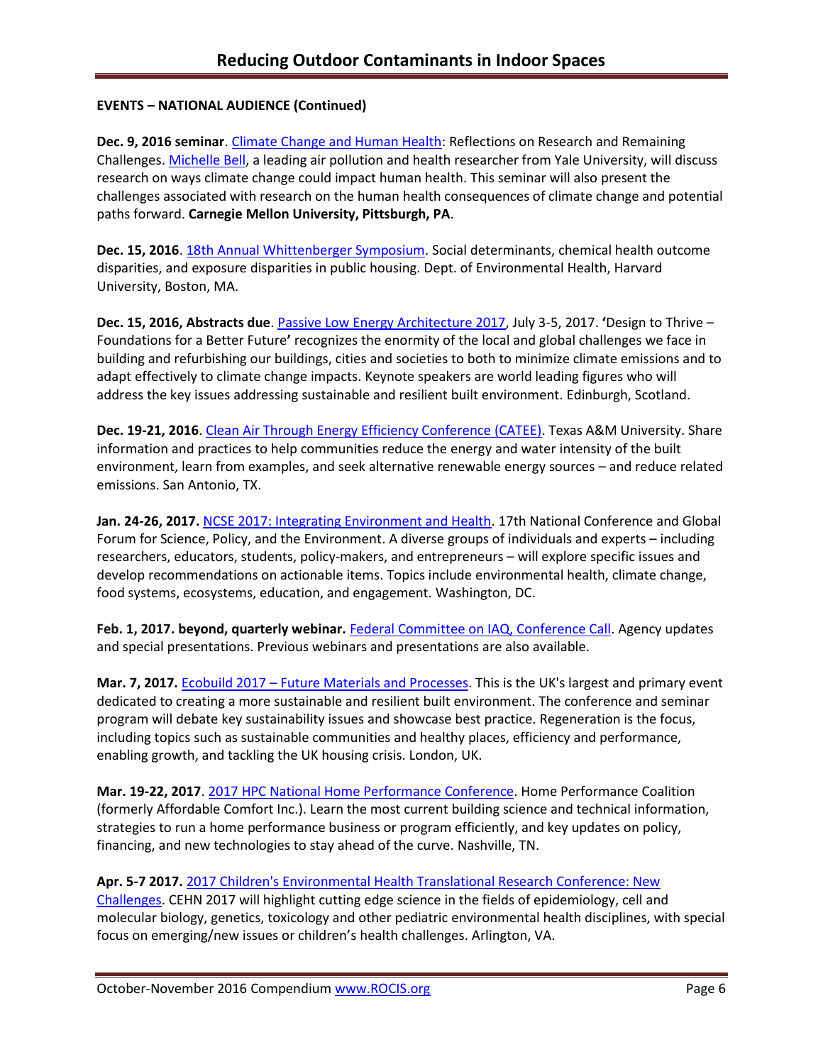**EVENTS – NATIONAL AUDIENCE (Continued)**

**Dec. 9, 2016 seminar**. Climate Change and Human Health: Reflections on Research and Remaining Challenges. Michelle Bell, a leading air pollution and health researcher from Yale University, will discuss research on ways climate change could impact human health. This seminar will also present the challenges associated with research on the human health consequences of climate change and potential paths forward. **Carnegie Mellon University, Pittsburgh, PA**.

**Dec. 15, 2016**. 18th Annual Whittenberger Symposium. Social determinants, chemical health outcome disparities, and exposure disparities in public housing. Dept. of Environmental Health, Harvard University, Boston, MA.

**Dec. 15, 2016, Abstracts due**. Passive Low Energy Architecture 2017, July 3-5, 2017. **'**Design to Thrive – Foundations for a Better Future**'** recognizes the enormity of the local and global challenges we face in building and refurbishing our buildings, cities and societies to both to minimize climate emissions and to adapt effectively to climate change impacts. Keynote speakers are world leading figures who will address the key issues addressing sustainable and resilient built environment. Edinburgh, Scotland.

**Dec. 19-21, 2016**. Clean Air Through Energy Efficiency Conference (CATEE). Texas A&M University. Share information and practices to help communities reduce the energy and water intensity of the built environment, learn from examples, and seek alternative renewable energy sources – and reduce related emissions. San Antonio, TX.

**Jan. 24-26, 2017.** NCSE 2017: Integrating Environment and Health. 17th National Conference and Global Forum for Science, Policy, and the Environment. A diverse groups of individuals and experts – including researchers, educators, students, policy-makers, and entrepreneurs – will explore specific issues and develop recommendations on actionable items. Topics include environmental health, climate change, food systems, ecosystems, education, and engagement. Washington, DC.

**Feb. 1, 2017. beyond, quarterly webinar.** Federal Committee on IAQ, Conference Call. Agency updates and special presentations. Previous webinars and presentations are also available.

**Mar. 7, 2017.** Ecobuild 2017 – Future Materials and Processes. This is the UK's largest and primary event dedicated to creating a more sustainable and resilient built environment. The conference and seminar program will debate key sustainability issues and showcase best practice. Regeneration is the focus, including topics such as sustainable communities and healthy places, efficiency and performance, enabling growth, and tackling the UK housing crisis. London, UK.

**Mar. 19-22, 2017**. 2017 HPC National Home Performance Conference. Home Performance Coalition (formerly Affordable Comfort Inc.). Learn the most current building science and technical information, strategies to run a home performance business or program efficiently, and key updates on policy, financing, and new technologies to stay ahead of the curve. Nashville, TN.

**Apr. 5-7 2017.** 2017 Children's Environmental Health Translational Research Conference: New Challenges. CEHN 2017 will highlight cutting edge science in the fields of epidemiology, cell and molecular biology, genetics, toxicology and other pediatric environmental health disciplines, with special focus on emerging/new issues or children's health challenges. Arlington, VA.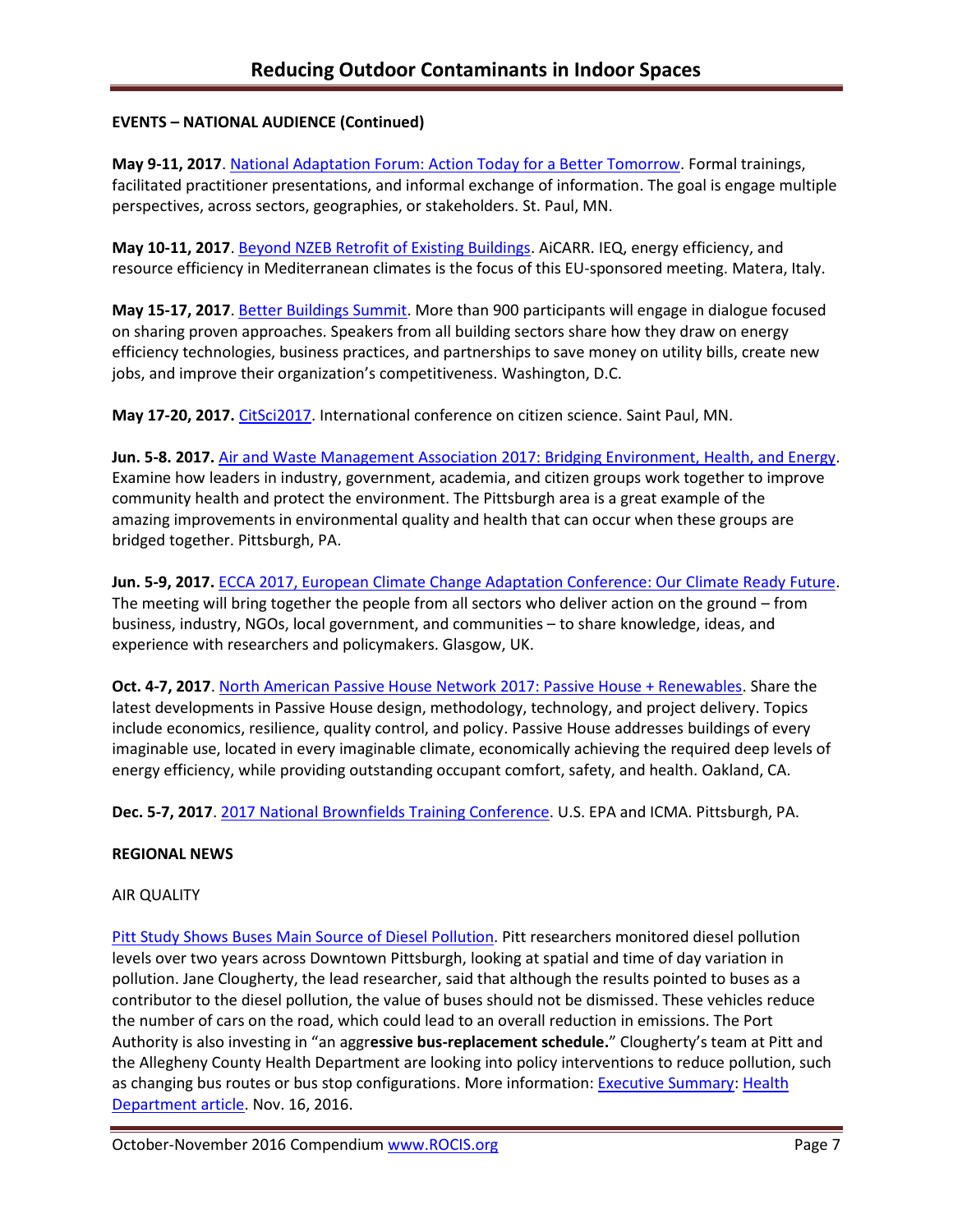**EVENTS – NATIONAL AUDIENCE (Continued)**

**May 9-11, 2017**. National Adaptation Forum: Action Today for a Better Tomorrow. Formal trainings, facilitated practitioner presentations, and informal exchange of information. The goal is engage multiple perspectives, across sectors, geographies, or stakeholders. St. Paul, MN.

**May 10-11, 2017**. Beyond NZEB Retrofit of Existing Buildings. AiCARR. IEQ, energy efficiency, and resource efficiency in Mediterranean climates is the focus of this EU-sponsored meeting. Matera, Italy.

**May 15-17, 2017**. Better Buildings Summit. More than 900 participants will engage in dialogue focused on sharing proven approaches. Speakers from all building sectors share how they draw on energy efficiency technologies, business practices, and partnerships to save money on utility bills, create new jobs, and improve their organization's competitiveness. Washington, D.C.

**May 17-20, 2017.** CitSci2017. International conference on citizen science. Saint Paul, MN.

**Jun. 5-8. 2017.** Air and Waste Management Association 2017: Bridging Environment, Health, and Energy. Examine how leaders in industry, government, academia, and citizen groups work together to improve community health and protect the environment. The Pittsburgh area is a great example of the amazing improvements in environmental quality and health that can occur when these groups are bridged together. Pittsburgh, PA.

**Jun. 5-9, 2017.** ECCA 2017, European Climate Change Adaptation Conference: Our Climate Ready Future. The meeting will bring together the people from all sectors who deliver action on the ground – from business, industry, NGOs, local government, and communities – to share knowledge, ideas, and experience with researchers and policymakers. Glasgow, UK.

**Oct. 4-7, 2017**. North American Passive House Network 2017: Passive House + Renewables. Share the latest developments in Passive House design, methodology, technology, and project delivery. Topics include economics, resilience, quality control, and policy. Passive House addresses buildings of every imaginable use, located in every imaginable climate, economically achieving the required deep levels of energy efficiency, while providing outstanding occupant comfort, safety, and health. Oakland, CA.

**Dec. 5-7, 2017**. 2017 National Brownfields Training Conference. U.S. EPA and ICMA. Pittsburgh, PA.

**REGIONAL NEWS**

AIR QUALITY

Pitt Study Shows Buses Main Source of Diesel Pollution. Pitt researchers monitored diesel pollution levels over two years across Downtown Pittsburgh, looking at spatial and time of day variation in pollution. Jane Clougherty, the lead researcher, said that although the results pointed to buses as a contributor to the diesel pollution, the value of buses should not be dismissed. These vehicles reduce the number of cars on the road, which could lead to an overall reduction in emissions. The Port Authority is also investing in "an aggr**essive bus-replacement schedule.**" Clougherty's team at Pitt and the Allegheny County Health Department are looking into policy interventions to reduce pollution, such as changing bus routes or bus stop configurations. More information: Executive Summary: Health Department article. Nov. 16, 2016.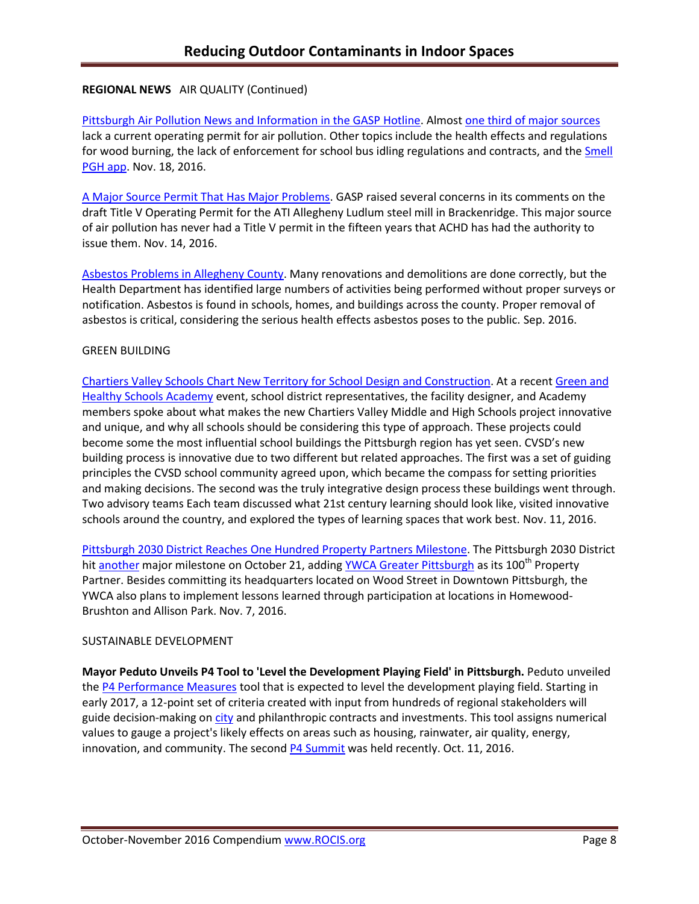**REGIONAL NEWS** AIR QUALITY (Continued)

Pittsburgh Air Pollution News and Information in the GASP Hotline. Almost one third of major sources lack a current operating permit for air pollution. Other topics include the health effects and regulations for wood burning, the lack of enforcement for school bus idling regulations and contracts, and the Smell PGH app. Nov. 18, 2016.

A Major Source Permit That Has Major Problems. GASP raised several concerns in its comments on the draft Title V Operating Permit for the ATI Allegheny Ludlum steel mill in Brackenridge. This major source of air pollution has never had a Title V permit in the fifteen years that ACHD has had the authority to issue them. Nov. 14, 2016.

Asbestos Problems in Allegheny County. Many renovations and demolitions are done correctly, but the Health Department has identified large numbers of activities being performed without proper surveys or notification. Asbestos is found in schools, homes, and buildings across the county. Proper removal of asbestos is critical, considering the serious health effects asbestos poses to the public. Sep. 2016.

GREEN BUILDING

Chartiers Valley Schools Chart New Territory for School Design and Construction. At a recent Green and Healthy Schools Academy event, school district representatives, the facility designer, and Academy members spoke about what makes the new Chartiers Valley Middle and High Schools project innovative and unique, and why all schools should be considering this type of approach. These projects could become some the most influential school buildings the Pittsburgh region has yet seen. CVSD's new building process is innovative due to two different but related approaches. The first was a set of guiding principles the CVSD school community agreed upon, which became the compass for setting priorities and making decisions. The second was the truly integrative design process these buildings went through. Two advisory teams Each team discussed what 21st century learning should look like, visited innovative schools around the country, and explored the types of learning spaces that work best. Nov. 11, 2016.

Pittsburgh 2030 District Reaches One Hundred Property Partners Milestone. The Pittsburgh 2030 District hit another major milestone on October 21, adding YWCA Greater Pittsburgh as its 100th Property Partner. Besides committing its headquarters located on Wood Street in Downtown Pittsburgh, the YWCA also plans to implement lessons learned through participation at locations in Homewood-Brushton and Allison Park. Nov. 7, 2016.

SUSTAINABLE DEVELOPMENT

**Mayor Peduto Unveils P4 Tool to 'Level the Development Playing Field' in Pittsburgh.** Peduto unveiled the P4 Performance Measures tool that is expected to level the development playing field. Starting in early 2017, a 12-point set of criteria created with input from hundreds of regional stakeholders will guide decision-making on city and philanthropic contracts and investments. This tool assigns numerical values to gauge a project's likely effects on areas such as housing, rainwater, air quality, energy, innovation, and community. The second P4 Summit was held recently. Oct. 11, 2016.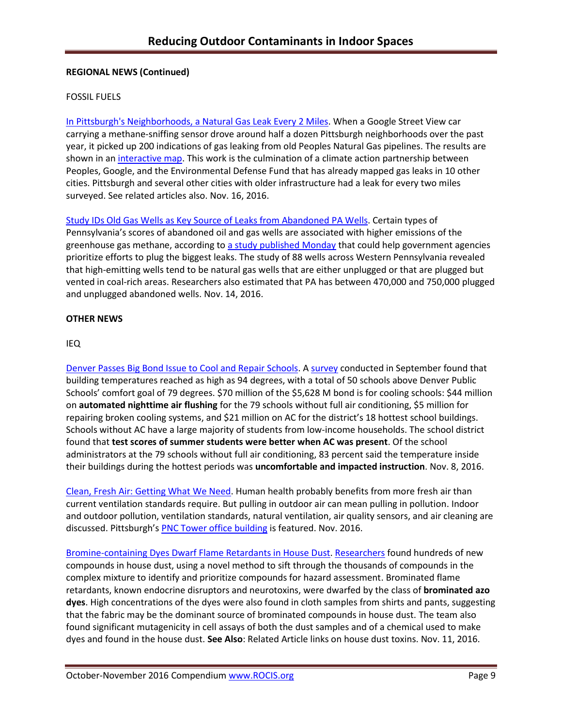**REGIONAL NEWS (Continued)**

FOSSIL FUELS

In Pittsburgh's Neighborhoods, a Natural Gas Leak Every 2 Miles. When a Google Street View car carrying a methane-sniffing sensor drove around half a dozen Pittsburgh neighborhoods over the past year, it picked up 200 indications of gas leaking from old Peoples Natural Gas pipelines. The results are shown in an interactive map. This work is the culmination of a climate action partnership between Peoples, Google, and the Environmental Defense Fund that has already mapped gas leaks in 10 other cities. Pittsburgh and several other cities with older infrastructure had a leak for every two miles surveyed. See related articles also. Nov. 16, 2016.

Study IDs Old Gas Wells as Key Source of Leaks from Abandoned PA Wells. Certain types of Pennsylvania's scores of abandoned oil and gas wells are associated with higher emissions of the greenhouse gas methane, according to a study published Monday that could help government agencies prioritize efforts to plug the biggest leaks. The study of 88 wells across Western Pennsylvania revealed that high-emitting wells tend to be natural gas wells that are either unplugged or that are plugged but vented in coal-rich areas. Researchers also estimated that PA has between 470,000 and 750,000 plugged and unplugged abandoned wells. Nov. 14, 2016.

**OTHER NEWS**

IEQ

Denver Passes Big Bond Issue to Cool and Repair Schools. A survey conducted in September found that building temperatures reached as high as 94 degrees, with a total of 50 schools above Denver Public Schools' comfort goal of 79 degrees. $70 million of the $5,628 M bond is for cooling schools: $44 million on **automated nighttime air flushing** for the 79 schools without full air conditioning, $5 million for repairing broken cooling systems, and $21 million on AC for the district's 18 hottest school buildings. Schools without AC have a large majority of students from low-income households. The school district found that **test scores of summer students were better when AC was present**. Of the school administrators at the 79 schools without full air conditioning, 83 percent said the temperature inside their buildings during the hottest periods was **uncomfortable and impacted instruction**. Nov. 8, 2016.

Clean, Fresh Air: Getting What We Need. Human health probably benefits from more fresh air than current ventilation standards require. But pulling in outdoor air can mean pulling in pollution. Indoor and outdoor pollution, ventilation standards, natural ventilation, air quality sensors, and air cleaning are discussed. Pittsburgh's PNC Tower office building is featured. Nov. 2016.

Bromine-containing Dyes Dwarf Flame Retardants in House Dust. Researchers found hundreds of new compounds in house dust, using a novel method to sift through the thousands of compounds in the complex mixture to identify and prioritize compounds for hazard assessment. Brominated flame retardants, known endocrine disruptors and neurotoxins, were dwarfed by the class of **brominated azo dyes**. High concentrations of the dyes were also found in cloth samples from shirts and pants, suggesting that the fabric may be the dominant source of brominated compounds in house dust. The team also found significant mutagenicity in cell assays of both the dust samples and of a chemical used to make dyes and found in the house dust. **See Also**: Related Article links on house dust toxins. Nov. 11, 2016.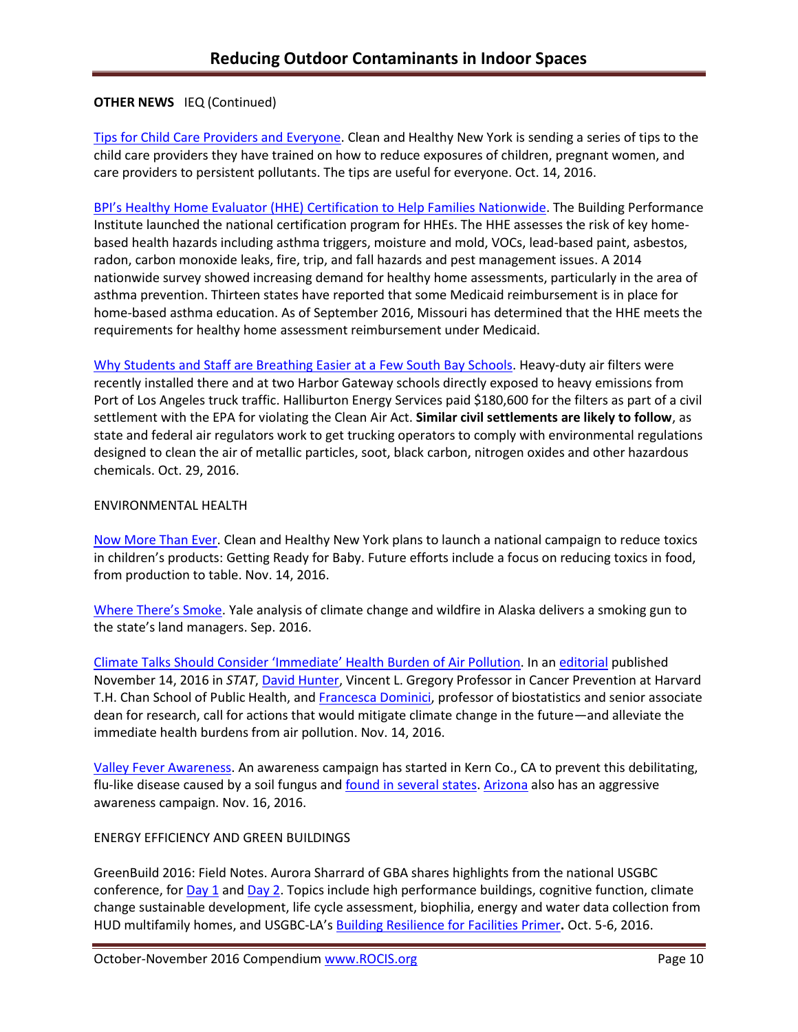**OTHER NEWS** IEQ (Continued)

Tips for Child Care Providers and Everyone. Clean and Healthy New York is sending a series of tips to the child care providers they have trained on how to reduce exposures of children, pregnant women, and care providers to persistent pollutants. The tips are useful for everyone. Oct. 14, 2016.

BPI's Healthy Home Evaluator (HHE) Certification to Help Families Nationwide. The Building Performance Institute launched the national certification program for HHEs. The HHE assesses the risk of key home-based health hazards including asthma triggers, moisture and mold, VOCs, lead-based paint, asbestos, radon, carbon monoxide leaks, fire, trip, and fall hazards and pest management issues. A 2014 nationwide survey showed increasing demand for healthy home assessments, particularly in the area of asthma prevention. Thirteen states have reported that some Medicaid reimbursement is in place for home-based asthma education. As of September 2016, Missouri has determined that the HHE meets the requirements for healthy home assessment reimbursement under Medicaid.

Why Students and Staff are Breathing Easier at a Few South Bay Schools. Heavy-duty air filters were recently installed there and at two Harbor Gateway schools directly exposed to heavy emissions from Port of Los Angeles truck traffic. Halliburton Energy Services paid $180,600 for the filters as part of a civil settlement with the EPA for violating the Clean Air Act. **Similar civil settlements are likely to follow**, as state and federal air regulators work to get trucking operators to comply with environmental regulations designed to clean the air of metallic particles, soot, black carbon, nitrogen oxides and other hazardous chemicals. Oct. 29, 2016.

ENVIRONMENTAL HEALTH

Now More Than Ever. Clean and Healthy New York plans to launch a national campaign to reduce toxics in children's products: Getting Ready for Baby. Future efforts include a focus on reducing toxics in food, from production to table. Nov. 14, 2016.

Where There's Smoke. Yale analysis of climate change and wildfire in Alaska delivers a smoking gun to the state's land managers. Sep. 2016.

Climate Talks Should Consider 'Immediate' Health Burden of Air Pollution. In an editorial published November 14, 2016 in *STAT*, David Hunter, Vincent L. Gregory Professor in Cancer Prevention at Harvard T.H. Chan School of Public Health, and Francesca Dominici, professor of biostatistics and senior associate dean for research, call for actions that would mitigate climate change in the future—and alleviate the immediate health burdens from air pollution. Nov. 14, 2016.

Valley Fever Awareness. An awareness campaign has started in Kern Co., CA to prevent this debilitating, flu-like disease caused by a soil fungus and found in several states. Arizona also has an aggressive awareness campaign. Nov. 16, 2016.

ENERGY EFFICIENCY AND GREEN BUILDINGS

GreenBuild 2016: Field Notes. Aurora Sharrard of GBA shares highlights from the national USGBC conference, for Day 1 and Day 2. Topics include high performance buildings, cognitive function, climate change sustainable development, life cycle assessment, biophilia, energy and water data collection from HUD multifamily homes, and USGBC-LA's Building Resilience for Facilities Primer**.** Oct. 5-6, 2016.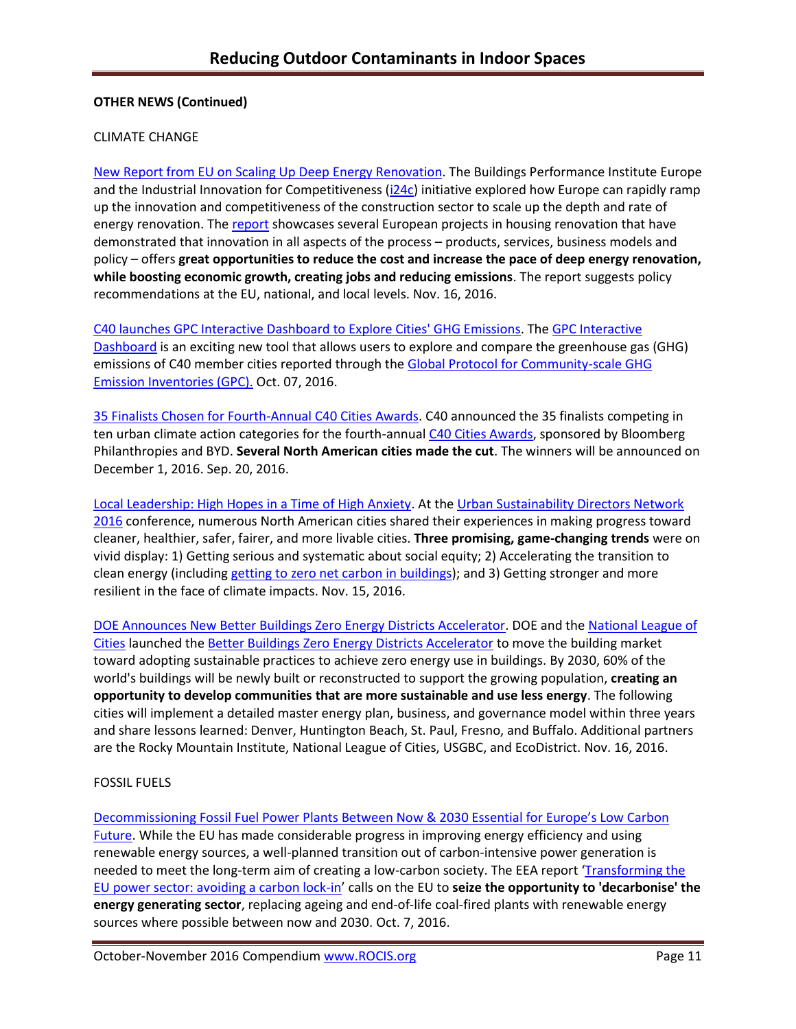**OTHER NEWS (Continued)**

CLIMATE CHANGE

New Report from EU on Scaling Up Deep Energy Renovation. The Buildings Performance Institute Europe and the Industrial Innovation for Competitiveness (i24c) initiative explored how Europe can rapidly ramp up the innovation and competitiveness of the construction sector to scale up the depth and rate of energy renovation. The report showcases several European projects in housing renovation that have demonstrated that innovation in all aspects of the process – products, services, business models and policy – offers **great opportunities to reduce the cost and increase the pace of deep energy renovation, while boosting economic growth, creating jobs and reducing emissions**. The report suggests policy recommendations at the EU, national, and local levels. Nov. 16, 2016.

C40 launches GPC Interactive Dashboard to Explore Cities' GHG Emissions. The GPC Interactive Dashboard is an exciting new tool that allows users to explore and compare the greenhouse gas (GHG) emissions of C40 member cities reported through the Global Protocol for Community-scale GHG Emission Inventories (GPC). Oct. 07, 2016.

35 Finalists Chosen for Fourth-Annual C40 Cities Awards. C40 announced the 35 finalists competing in ten urban climate action categories for the fourth-annual C40 Cities Awards, sponsored by Bloomberg Philanthropies and BYD. **Several North American cities made the cut**. The winners will be announced on December 1, 2016. Sep. 20, 2016.

Local Leadership: High Hopes in a Time of High Anxiety. At the Urban Sustainability Directors Network 2016 conference, numerous North American cities shared their experiences in making progress toward cleaner, healthier, safer, fairer, and more livable cities. **Three promising, game-changing trends** were on vivid display: 1) Getting serious and systematic about social equity; 2) Accelerating the transition to clean energy (including getting to zero net carbon in buildings); and 3) Getting stronger and more resilient in the face of climate impacts. Nov. 15, 2016.

DOE Announces New Better Buildings Zero Energy Districts Accelerator. DOE and the National League of Cities launched the Better Buildings Zero Energy Districts Accelerator to move the building market toward adopting sustainable practices to achieve zero energy use in buildings. By 2030, 60% of the world's buildings will be newly built or reconstructed to support the growing population, **creating an opportunity to develop communities that are more sustainable and use less energy**. The following cities will implement a detailed master energy plan, business, and governance model within three years and share lessons learned: Denver, Huntington Beach, St. Paul, Fresno, and Buffalo. Additional partners are the Rocky Mountain Institute, National League of Cities, USGBC, and EcoDistrict. Nov. 16, 2016.

FOSSIL FUELS

Decommissioning Fossil Fuel Power Plants Between Now & 2030 Essential for Europe's Low Carbon Future. While the EU has made considerable progress in improving energy efficiency and using renewable energy sources, a well-planned transition out of carbon-intensive power generation is needed to meet the long-term aim of creating a low-carbon society. The EEA report 'Transforming the EU power sector: avoiding a carbon lock-in' calls on the EU to **seize the opportunity to 'decarbonise' the energy generating sector**, replacing ageing and end-of-life coal-fired plants with renewable energy sources where possible between now and 2030. Oct. 7, 2016.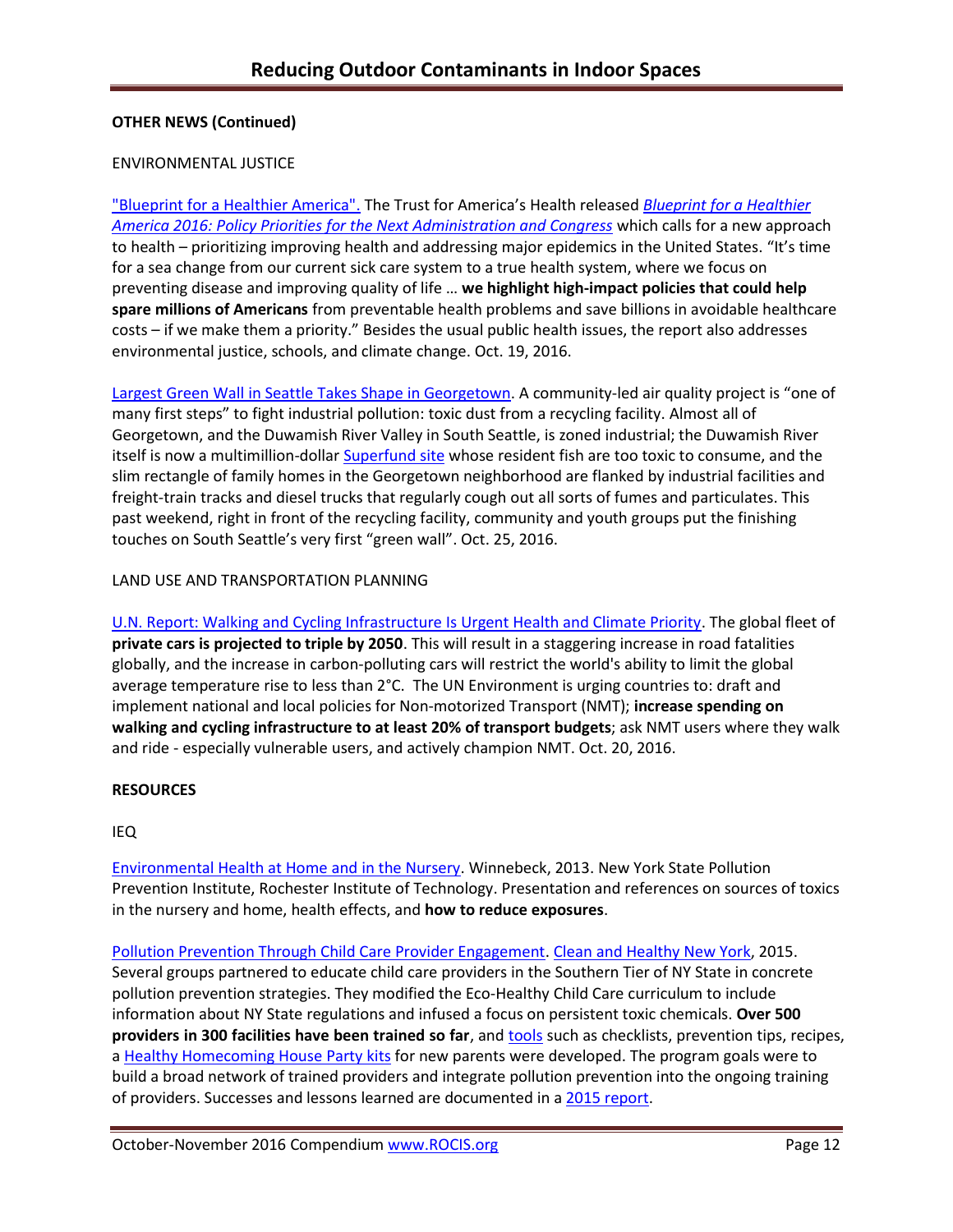**OTHER NEWS (Continued)**

ENVIRONMENTAL JUSTICE

"Blueprint for a Healthier America". The Trust for America's Health released *Blueprint for a Healthier America 2016: Policy Priorities for the Next Administration and Congress* which calls for a new approach to health – prioritizing improving health and addressing major epidemics in the United States. "It's time for a sea change from our current sick care system to a true health system, where we focus on preventing disease and improving quality of life … **we highlight high-impact policies that could help spare millions of Americans** from preventable health problems and save billions in avoidable healthcare costs – if we make them a priority." Besides the usual public health issues, the report also addresses environmental justice, schools, and climate change. Oct. 19, 2016.

Largest Green Wall in Seattle Takes Shape in Georgetown. A community-led air quality project is "one of many first steps" to fight industrial pollution: toxic dust from a recycling facility. Almost all of Georgetown, and the Duwamish River Valley in South Seattle, is zoned industrial; the Duwamish River itself is now a multimillion-dollar Superfund site whose resident fish are too toxic to consume, and the slim rectangle of family homes in the Georgetown neighborhood are flanked by industrial facilities and freight-train tracks and diesel trucks that regularly cough out all sorts of fumes and particulates. This past weekend, right in front of the recycling facility, community and youth groups put the finishing touches on South Seattle's very first "green wall". Oct. 25, 2016.

LAND USE AND TRANSPORTATION PLANNING

U.N. Report: Walking and Cycling Infrastructure Is Urgent Health and Climate Priority. The global fleet of **private cars is projected to triple by 2050**. This will result in a staggering increase in road fatalities globally, and the increase in carbon-polluting cars will restrict the world's ability to limit the global average temperature rise to less than 2°C. The UN Environment is urging countries to: draft and implement national and local policies for Non-motorized Transport (NMT); **increase spending on walking and cycling infrastructure to at least 20% of transport budgets**; ask NMT users where they walk and ride - especially vulnerable users, and actively champion NMT. Oct. 20, 2016.

**RESOURCES**

IEQ

Environmental Health at Home and in the Nursery. Winnebeck, 2013. New York State Pollution Prevention Institute, Rochester Institute of Technology. Presentation and references on sources of toxics in the nursery and home, health effects, and **how to reduce exposures**.

Pollution Prevention Through Child Care Provider Engagement. Clean and Healthy New York, 2015. Several groups partnered to educate child care providers in the Southern Tier of NY State in concrete pollution prevention strategies. They modified the Eco-Healthy Child Care curriculum to include information about NY State regulations and infused a focus on persistent toxic chemicals. **Over 500 providers in 300 facilities have been trained so far**, and tools such as checklists, prevention tips, recipes, a Healthy Homecoming House Party kits for new parents were developed. The program goals were to build a broad network of trained providers and integrate pollution prevention into the ongoing training of providers. Successes and lessons learned are documented in a 2015 report.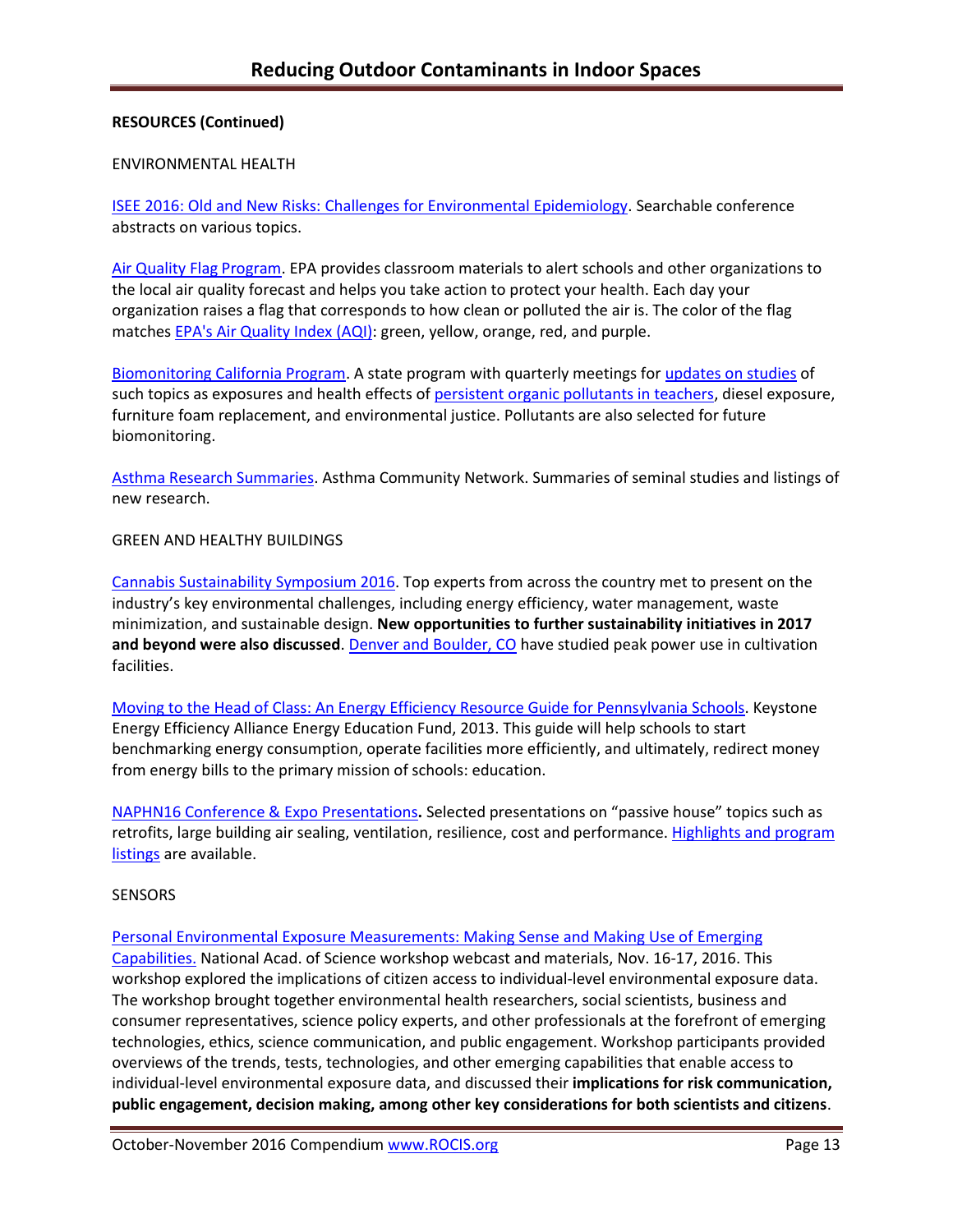**RESOURCES (Continued)**

ENVIRONMENTAL HEALTH

ISEE 2016: Old and New Risks: Challenges for Environmental Epidemiology. Searchable conference abstracts on various topics.

Air Quality Flag Program. EPA provides classroom materials to alert schools and other organizations to the local air quality forecast and helps you take action to protect your health. Each day your organization raises a flag that corresponds to how clean or polluted the air is. The color of the flag matches EPA's Air Quality Index (AQI): green, yellow, orange, red, and purple.

Biomonitoring California Program. A state program with quarterly meetings for updates on studies of such topics as exposures and health effects of persistent organic pollutants in teachers, diesel exposure, furniture foam replacement, and environmental justice. Pollutants are also selected for future biomonitoring.

Asthma Research Summaries. Asthma Community Network. Summaries of seminal studies and listings of new research.

GREEN AND HEALTHY BUILDINGS

Cannabis Sustainability Symposium 2016. Top experts from across the country met to present on the industry's key environmental challenges, including energy efficiency, water management, waste minimization, and sustainable design. **New opportunities to further sustainability initiatives in 2017 and beyond were also discussed**. Denver and Boulder, CO have studied peak power use in cultivation facilities.

Moving to the Head of Class: An Energy Efficiency Resource Guide for Pennsylvania Schools. Keystone Energy Efficiency Alliance Energy Education Fund, 2013. This guide will help schools to start benchmarking energy consumption, operate facilities more efficiently, and ultimately, redirect money from energy bills to the primary mission of schools: education.

NAPHN16 Conference & Expo Presentations**.** Selected presentations on "passive house" topics such as retrofits, large building air sealing, ventilation, resilience, cost and performance. Highlights and program listings are available.

SENSORS

Personal Environmental Exposure Measurements: Making Sense and Making Use of Emerging Capabilities. National Acad. of Science workshop webcast and materials, Nov. 16-17, 2016. This workshop explored the implications of citizen access to individual-level environmental exposure data. The workshop brought together environmental health researchers, social scientists, business and consumer representatives, science policy experts, and other professionals at the forefront of emerging technologies, ethics, science communication, and public engagement. Workshop participants provided overviews of the trends, tests, technologies, and other emerging capabilities that enable access to individual-level environmental exposure data, and discussed their **implications for risk communication, public engagement, decision making, among other key considerations for both scientists and citizens**.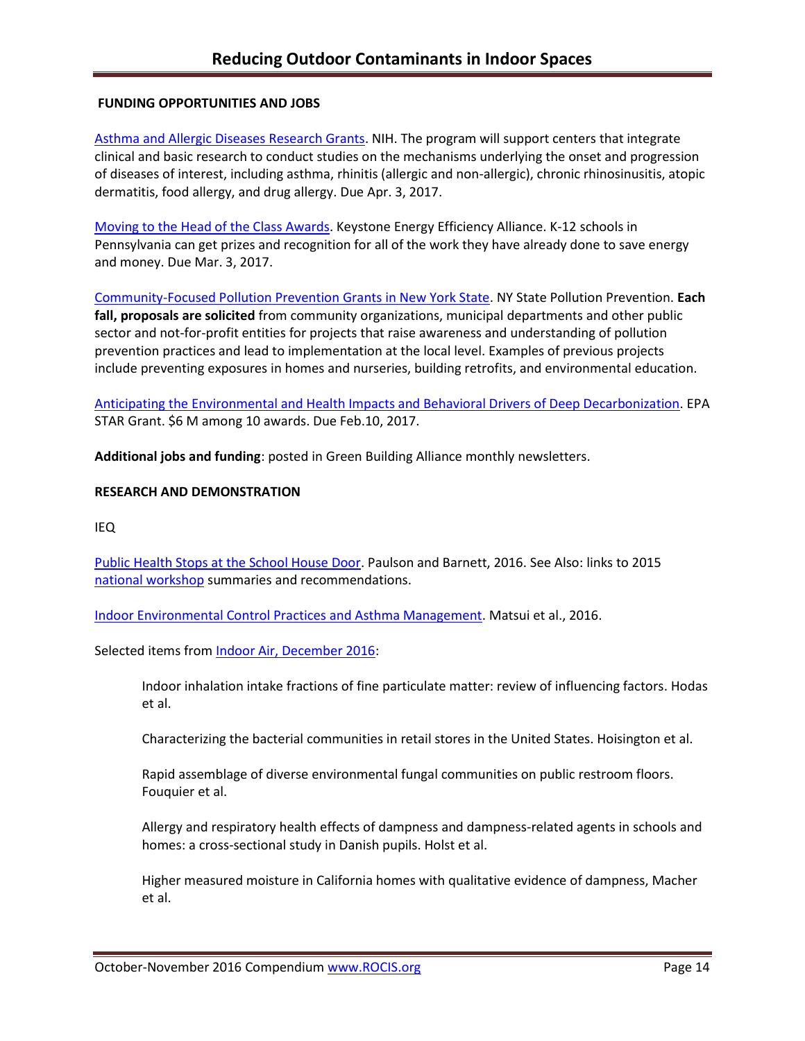**FUNDING OPPORTUNITIES AND JOBS**

Asthma and Allergic Diseases Research Grants. NIH. The program will support centers that integrate clinical and basic research to conduct studies on the mechanisms underlying the onset and progression of diseases of interest, including asthma, rhinitis (allergic and non-allergic), chronic rhinosinusitis, atopic dermatitis, food allergy, and drug allergy. Due Apr. 3, 2017.

Moving to the Head of the Class Awards. Keystone Energy Efficiency Alliance. K-12 schools in Pennsylvania can get prizes and recognition for all of the work they have already done to save energy and money. Due Mar. 3, 2017.

Community-Focused Pollution Prevention Grants in New York State. NY State Pollution Prevention. **Each fall, proposals are solicited** from community organizations, municipal departments and other public sector and not-for-profit entities for projects that raise awareness and understanding of pollution prevention practices and lead to implementation at the local level. Examples of previous projects include preventing exposures in homes and nurseries, building retrofits, and environmental education.

Anticipating the Environmental and Health Impacts and Behavioral Drivers of Deep Decarbonization. EPA STAR Grant. $6 M among 10 awards. Due Feb.10, 2017.

**Additional jobs and funding**: posted in Green Building Alliance monthly newsletters.

**RESEARCH AND DEMONSTRATION**

IEQ

Public Health Stops at the School House Door. Paulson and Barnett, 2016. See Also: links to 2015 national workshop summaries and recommendations.

Indoor Environmental Control Practices and Asthma Management. Matsui et al., 2016.

Selected items from Indoor Air, December 2016:

> Indoor inhalation intake fractions of fine particulate matter: review of influencing factors. Hodas et al.
>
> Characterizing the bacterial communities in retail stores in the United States. Hoisington et al.
>
> Rapid assemblage of diverse environmental fungal communities on public restroom floors. Fouquier et al.
>
> Allergy and respiratory health effects of dampness and dampness-related agents in schools and homes: a cross-sectional study in Danish pupils. Holst et al.
>
> Higher measured moisture in California homes with qualitative evidence of dampness, Macher et al.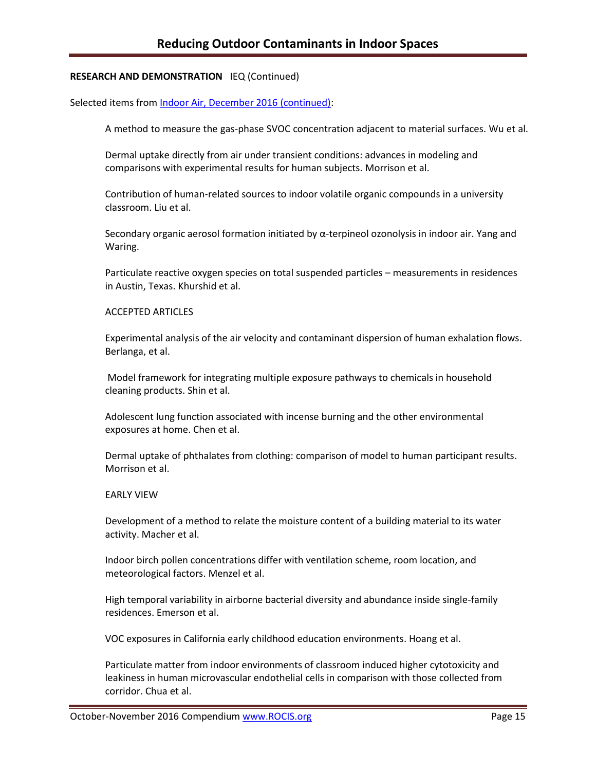**RESEARCH AND DEMONSTRATION** IEQ (Continued)

Selected items from [Indoor Air, December 2016 (continued)](#):

A method to measure the gas-phase SVOC concentration adjacent to material surfaces. Wu et al.

Dermal uptake directly from air under transient conditions: advances in modeling and comparisons with experimental results for human subjects. Morrison et al.

Contribution of human-related sources to indoor volatile organic compounds in a university classroom. Liu et al.

Secondary organic aerosol formation initiated by α-terpineol ozonolysis in indoor air. Yang and Waring.

Particulate reactive oxygen species on total suspended particles – measurements in residences in Austin, Texas. Khurshid et al.

ACCEPTED ARTICLES

Experimental analysis of the air velocity and contaminant dispersion of human exhalation flows. Berlanga, et al.

Model framework for integrating multiple exposure pathways to chemicals in household cleaning products. Shin et al.

Adolescent lung function associated with incense burning and the other environmental exposures at home. Chen et al.

Dermal uptake of phthalates from clothing: comparison of model to human participant results. Morrison et al.

EARLY VIEW

Development of a method to relate the moisture content of a building material to its water activity. Macher et al.

Indoor birch pollen concentrations differ with ventilation scheme, room location, and meteorological factors. Menzel et al.

High temporal variability in airborne bacterial diversity and abundance inside single-family residences. Emerson et al.

VOC exposures in California early childhood education environments. Hoang et al.

Particulate matter from indoor environments of classroom induced higher cytotoxicity and leakiness in human microvascular endothelial cells in comparison with those collected from corridor. Chua et al.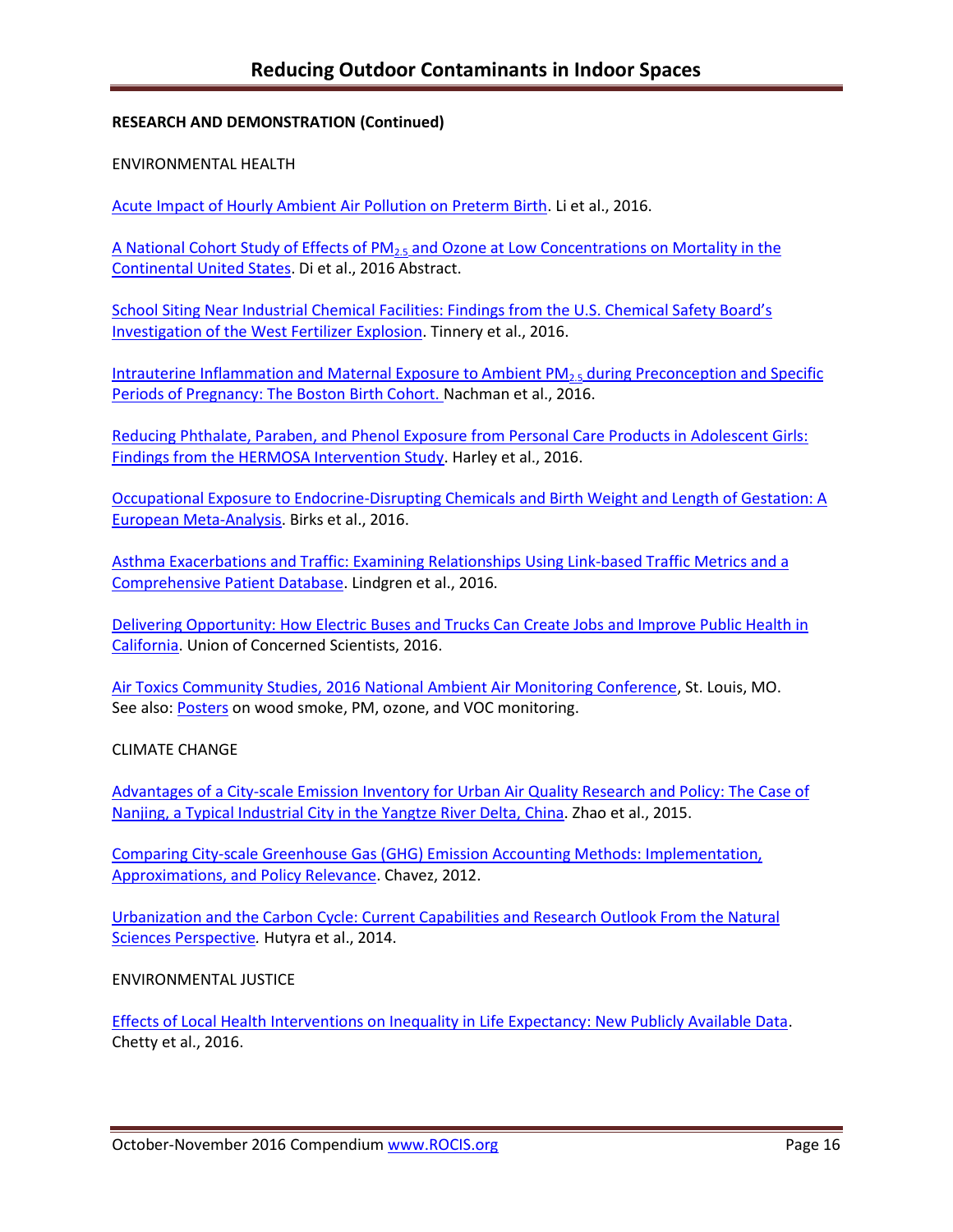**RESEARCH AND DEMONSTRATION (Continued)**

ENVIRONMENTAL HEALTH

Acute Impact of Hourly Ambient Air Pollution on Preterm Birth. Li et al., 2016.

A National Cohort Study of Effects of $PM_{2.5}$ and Ozone at Low Concentrations on Mortality in the Continental United States. Di et al., 2016 Abstract.

School Siting Near Industrial Chemical Facilities: Findings from the U.S. Chemical Safety Board's Investigation of the West Fertilizer Explosion. Tinnery et al., 2016.

Intrauterine Inflammation and Maternal Exposure to Ambient $PM_{2.5}$ during Preconception and Specific Periods of Pregnancy: The Boston Birth Cohort. Nachman et al., 2016.

Reducing Phthalate, Paraben, and Phenol Exposure from Personal Care Products in Adolescent Girls: Findings from the HERMOSA Intervention Study. Harley et al., 2016.

Occupational Exposure to Endocrine-Disrupting Chemicals and Birth Weight and Length of Gestation: A European Meta-Analysis. Birks et al., 2016.

Asthma Exacerbations and Traffic: Examining Relationships Using Link-based Traffic Metrics and a Comprehensive Patient Database. Lindgren et al., 2016.

Delivering Opportunity: How Electric Buses and Trucks Can Create Jobs and Improve Public Health in California. Union of Concerned Scientists, 2016.

Air Toxics Community Studies, 2016 National Ambient Air Monitoring Conference, St. Louis, MO.
See also: Posters on wood smoke, PM, ozone, and VOC monitoring.

CLIMATE CHANGE

Advantages of a City-scale Emission Inventory for Urban Air Quality Research and Policy: The Case of Nanjing, a Typical Industrial City in the Yangtze River Delta, China. Zhao et al., 2015.

Comparing City-scale Greenhouse Gas (GHG) Emission Accounting Methods: Implementation, Approximations, and Policy Relevance. Chavez, 2012.

Urbanization and the Carbon Cycle: Current Capabilities and Research Outlook From the Natural Sciences Perspective. Hutyra et al., 2014.

ENVIRONMENTAL JUSTICE

Effects of Local Health Interventions on Inequality in Life Expectancy: New Publicly Available Data. Chetty et al., 2016.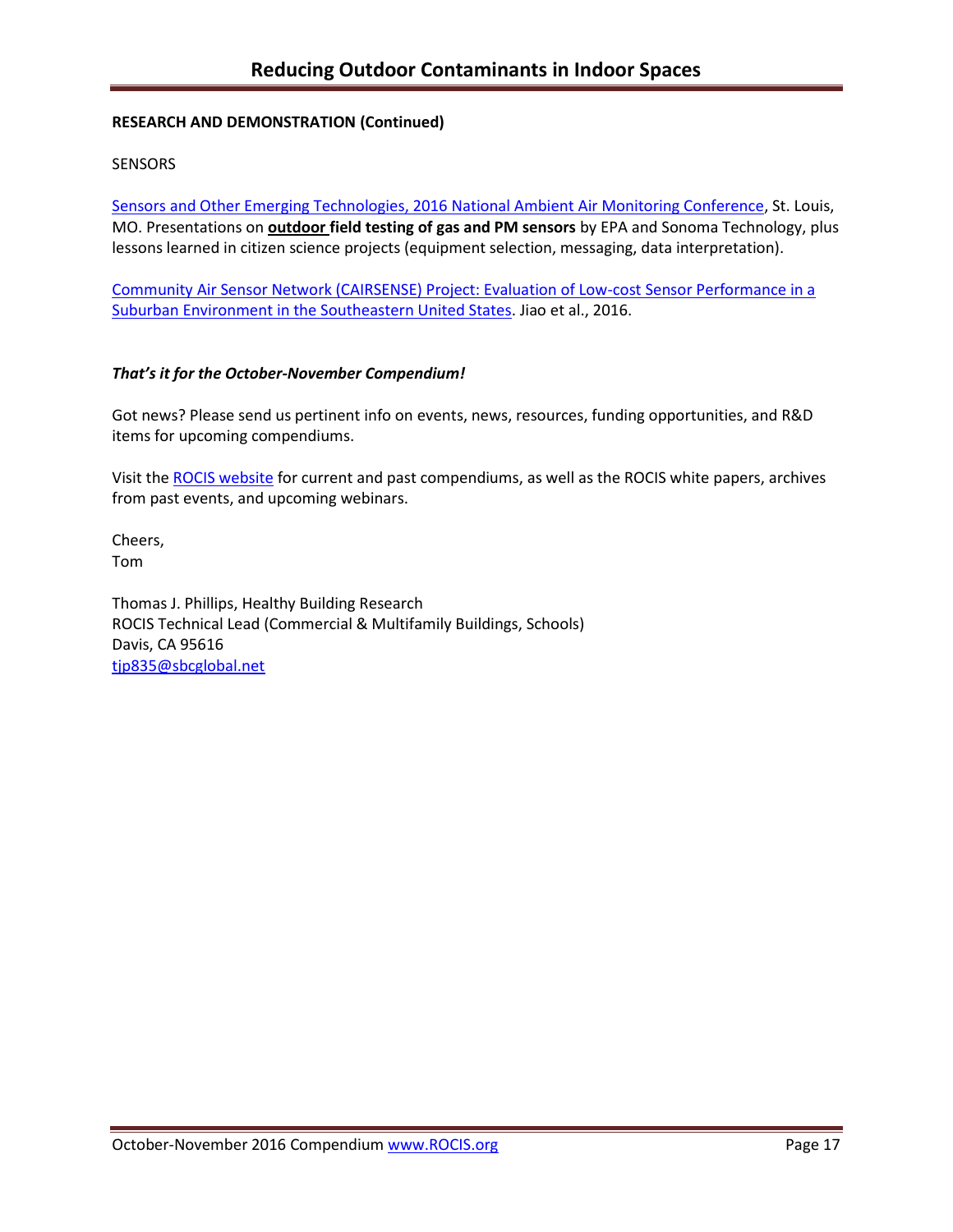**RESEARCH AND DEMONSTRATION (Continued)**

SENSORS

Sensors and Other Emerging Technologies, 2016 National Ambient Air Monitoring Conference, St. Louis, MO. Presentations on **outdoor field testing of gas and PM sensors** by EPA and Sonoma Technology, plus lessons learned in citizen science projects (equipment selection, messaging, data interpretation).

Community Air Sensor Network (CAIRSENSE) Project: Evaluation of Low-cost Sensor Performance in a Suburban Environment in the Southeastern United States. Jiao et al., 2016.

***That's it for the October-November Compendium!***

Got news? Please send us pertinent info on events, news, resources, funding opportunities, and R&D items for upcoming compendiums.

Visit the ROCIS website for current and past compendiums, as well as the ROCIS white papers, archives from past events, and upcoming webinars.

Cheers,
Tom

Thomas J. Phillips, Healthy Building Research
ROCIS Technical Lead (Commercial & Multifamily Buildings, Schools)
Davis, CA 95616
tjp835@sbcglobal.net